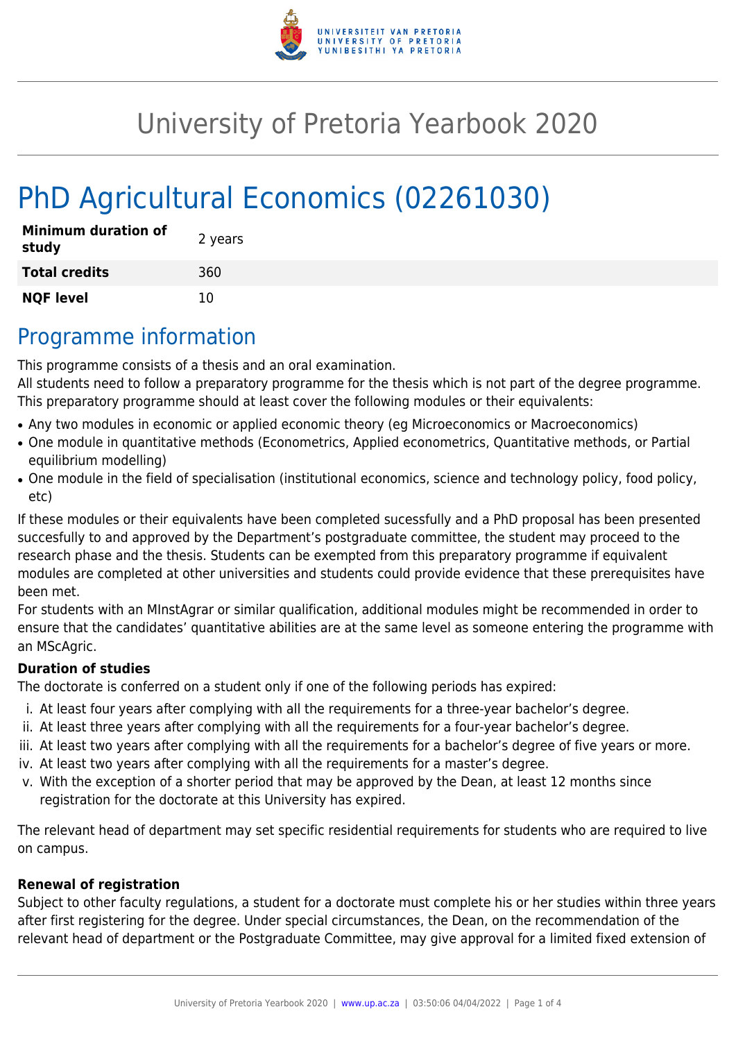# University of Pretoria Yearbook 2020

# PhD Agricultural Economics (02261030)

| **Minimum duration of study** | 2 years |
| --- | --- |
| **Total credits** | 360 |
| **NQF level** | 10 |

## Programme information

This programme consists of a thesis and an oral examination.
All students need to follow a preparatory programme for the thesis which is not part of the degree programme. This preparatory programme should at least cover the following modules or their equivalents:

- Any two modules in economic or applied economic theory (eg Microeconomics or Macroeconomics)
- One module in quantitative methods (Econometrics, Applied econometrics, Quantitative methods, or Partial equilibrium modelling)
- One module in the field of specialisation (institutional economics, science and technology policy, food policy, etc)

If these modules or their equivalents have been completed sucessfully and a PhD proposal has been presented succesfully to and approved by the Department's postgraduate committee, the student may proceed to the research phase and the thesis. Students can be exempted from this preparatory programme if equivalent modules are completed at other universities and students could provide evidence that these prerequisites have been met.
For students with an MInstAgrar or similar qualification, additional modules might be recommended in order to ensure that the candidates' quantitative abilities are at the same level as someone entering the programme with an MScAgric.

**Duration of studies**
The doctorate is conferred on a student only if one of the following periods has expired:

i. At least four years after complying with all the requirements for a three-year bachelor's degree.
ii. At least three years after complying with all the requirements for a four-year bachelor's degree.
iii. At least two years after complying with all the requirements for a bachelor's degree of five years or more.
iv. At least two years after complying with all the requirements for a master's degree.
v. With the exception of a shorter period that may be approved by the Dean, at least 12 months since registration for the doctorate at this University has expired.

The relevant head of department may set specific residential requirements for students who are required to live on campus.

**Renewal of registration**
Subject to other faculty regulations, a student for a doctorate must complete his or her studies within three years after first registering for the degree. Under special circumstances, the Dean, on the recommendation of the relevant head of department or the Postgraduate Committee, may give approval for a limited fixed extension of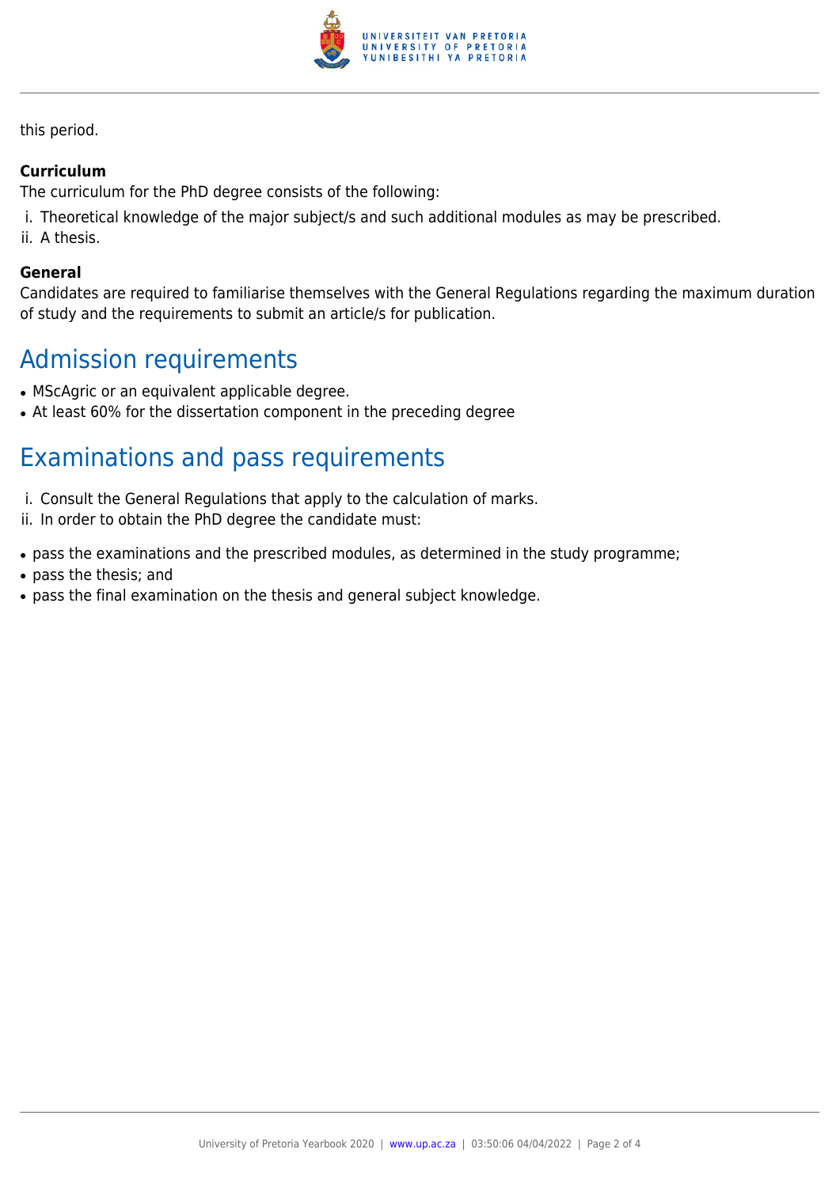this period.

**Curriculum**

The curriculum for the PhD degree consists of the following:

i. Theoretical knowledge of the major subject/s and such additional modules as may be prescribed.
ii. A thesis.

**General**

Candidates are required to familiarise themselves with the General Regulations regarding the maximum duration of study and the requirements to submit an article/s for publication.

## Admission requirements

- MScAgric or an equivalent applicable degree.
- At least 60% for the dissertation component in the preceding degree

## Examinations and pass requirements

i. Consult the General Regulations that apply to the calculation of marks.
ii. In order to obtain the PhD degree the candidate must:

- pass the examinations and the prescribed modules, as determined in the study programme;
- pass the thesis; and
- pass the final examination on the thesis and general subject knowledge.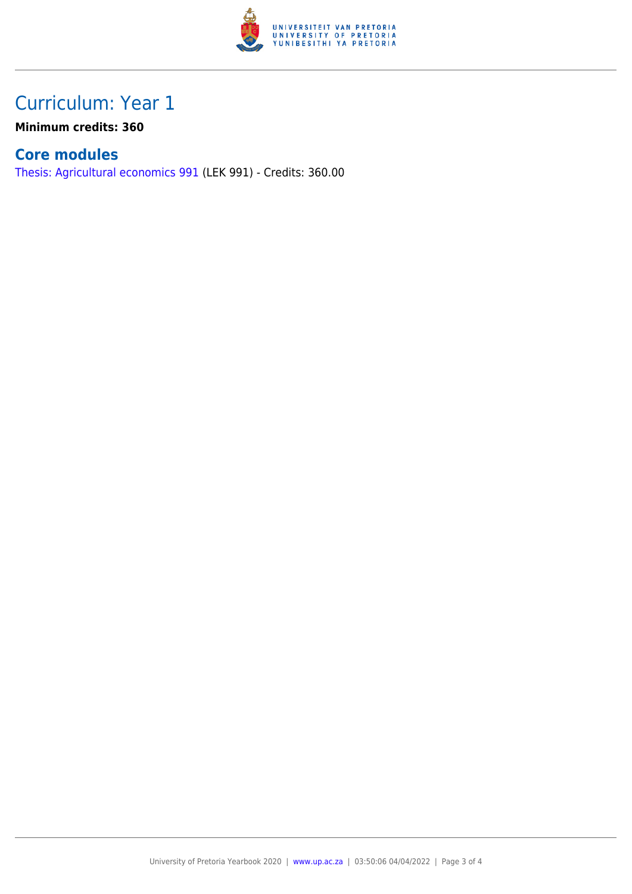# Curriculum: Year 1

**Minimum credits: 360**

## Core modules

Thesis: Agricultural economics 991 (LEK 991) - Credits: 360.00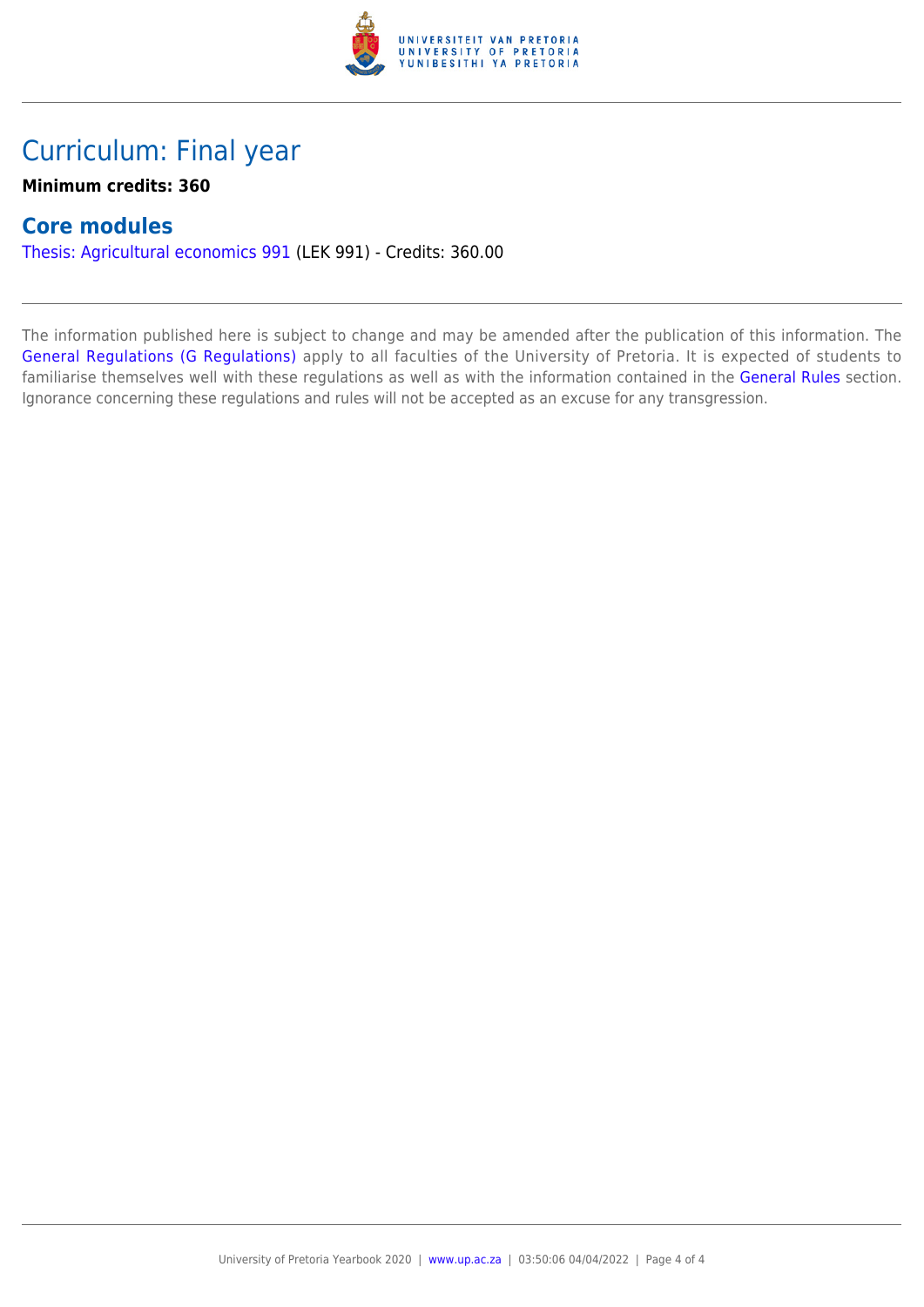# Curriculum: Final year

**Minimum credits: 360**

## Core modules

Thesis: Agricultural economics 991 (LEK 991) - Credits: 360.00

The information published here is subject to change and may be amended after the publication of this information. The General Regulations (G Regulations) apply to all faculties of the University of Pretoria. It is expected of students to familiarise themselves well with these regulations as well as with the information contained in the General Rules section. Ignorance concerning these regulations and rules will not be accepted as an excuse for any transgression.